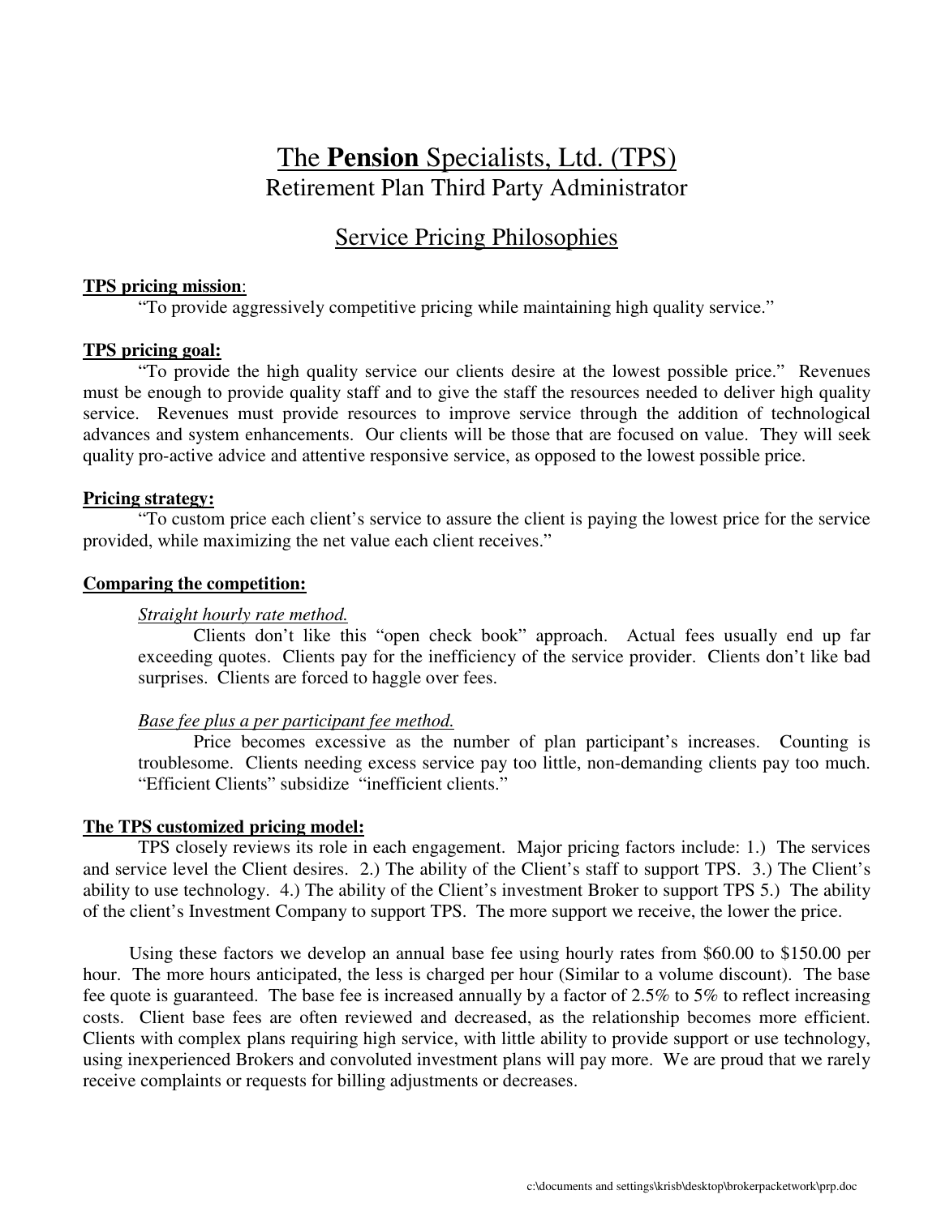# The **Pension** Specialists, Ltd. (TPS)

## Retirement Plan Third Party Administrator

## Service Pricing Philosophies

**TPS pricing mission**:

"To provide aggressively competitive pricing while maintaining high quality service."

**TPS pricing goal:**

"To provide the high quality service our clients desire at the lowest possible price." Revenues must be enough to provide quality staff and to give the staff the resources needed to deliver high quality service. Revenues must provide resources to improve service through the addition of technological advances and system enhancements. Our clients will be those that are focused on value. They will seek quality pro-active advice and attentive responsive service, as opposed to the lowest possible price.

**Pricing strategy:**

"To custom price each client's service to assure the client is paying the lowest price for the service provided, while maximizing the net value each client receives."

**Comparing the competition:**

*Straight hourly rate method.*

Clients don't like this "open check book" approach. Actual fees usually end up far exceeding quotes. Clients pay for the inefficiency of the service provider. Clients don't like bad surprises. Clients are forced to haggle over fees.

*Base fee plus a per participant fee method.*

Price becomes excessive as the number of plan participant's increases. Counting is troublesome. Clients needing excess service pay too little, non-demanding clients pay too much. "Efficient Clients" subsidize "inefficient clients."

**The TPS customized pricing model:**

TPS closely reviews its role in each engagement. Major pricing factors include: 1.) The services and service level the Client desires. 2.) The ability of the Client's staff to support TPS. 3.) The Client's ability to use technology. 4.) The ability of the Client's investment Broker to support TPS 5.) The ability of the client's Investment Company to support TPS. The more support we receive, the lower the price.

Using these factors we develop an annual base fee using hourly rates from $60.00 to $150.00 per hour. The more hours anticipated, the less is charged per hour (Similar to a volume discount). The base fee quote is guaranteed. The base fee is increased annually by a factor of 2.5% to 5% to reflect increasing costs. Client base fees are often reviewed and decreased, as the relationship becomes more efficient. Clients with complex plans requiring high service, with little ability to provide support or use technology, using inexperienced Brokers and convoluted investment plans will pay more. We are proud that we rarely receive complaints or requests for billing adjustments or decreases.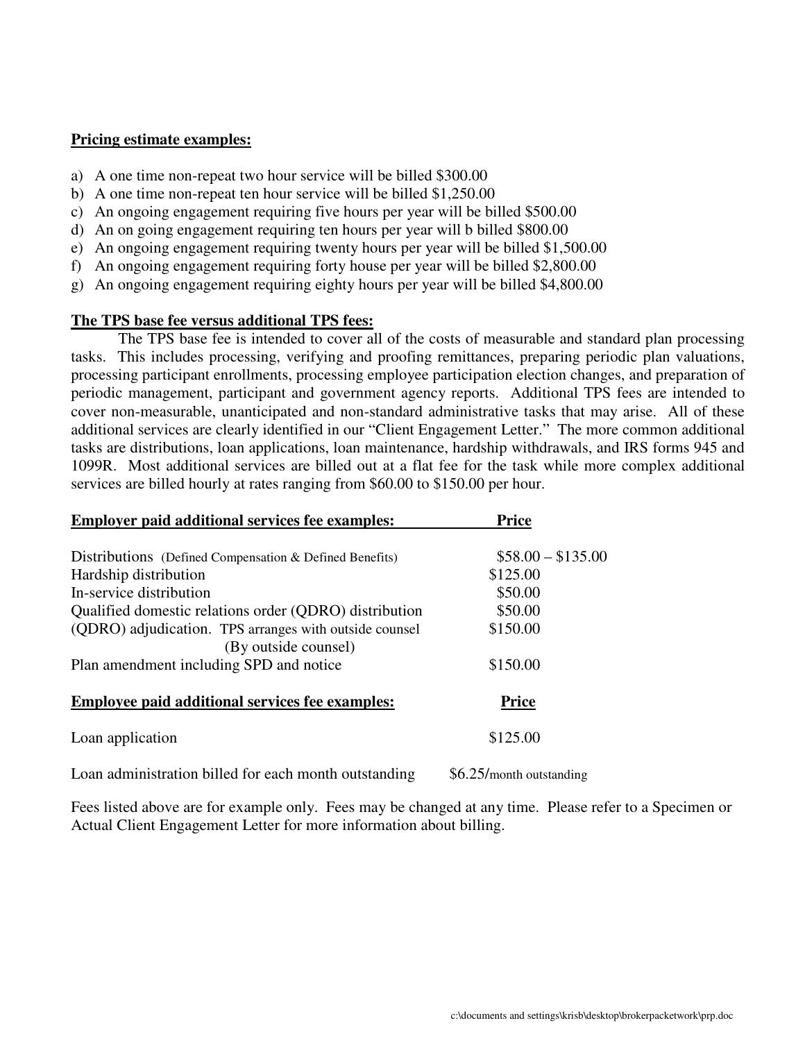**Pricing estimate examples:**

a) A one time non-repeat two hour service will be billed $300.00
b) A one time non-repeat ten hour service will be billed $1,250.00
c) An ongoing engagement requiring five hours per year will be billed $500.00
d) An on going engagement requiring ten hours per year will b billed $800.00
e) An ongoing engagement requiring twenty hours per year will be billed $1,500.00
f) An ongoing engagement requiring forty house per year will be billed $2,800.00
g) An ongoing engagement requiring eighty hours per year will be billed $4,800.00

**The TPS base fee versus additional TPS fees:**

The TPS base fee is intended to cover all of the costs of measurable and standard plan processing tasks. This includes processing, verifying and proofing remittances, preparing periodic plan valuations, processing participant enrollments, processing employee participation election changes, and preparation of periodic management, participant and government agency reports. Additional TPS fees are intended to cover non-measurable, unanticipated and non-standard administrative tasks that may arise. All of these additional services are clearly identified in our "Client Engagement Letter." The more common additional tasks are distributions, loan applications, loan maintenance, hardship withdrawals, and IRS forms 945 and 1099R. Most additional services are billed out at a flat fee for the task while more complex additional services are billed hourly at rates ranging from $60.00 to $150.00 per hour.

| **Employer paid additional services fee examples:** | **Price** |
|---|---|
| Distributions (Defined Compensation & Defined Benefits) | $58.00 – $135.00 |
| Hardship distribution | $125.00 |
| In-service distribution | $50.00 |
| Qualified domestic relations order (QDRO) distribution | $50.00 |
| (QDRO) adjudication. TPS arranges with outside counsel (By outside counsel) | $150.00 |
| Plan amendment including SPD and notice | $150.00 |

| **Employee paid additional services fee examples:** | **Price** |
|---|---|
| Loan application | $125.00 |
| Loan administration billed for each month outstanding | $6.25/month outstanding |

Fees listed above are for example only. Fees may be changed at any time. Please refer to a Specimen or Actual Client Engagement Letter for more information about billing.

c:\documents and settings\krisb\desktop\brokerpacketwork\prp.doc